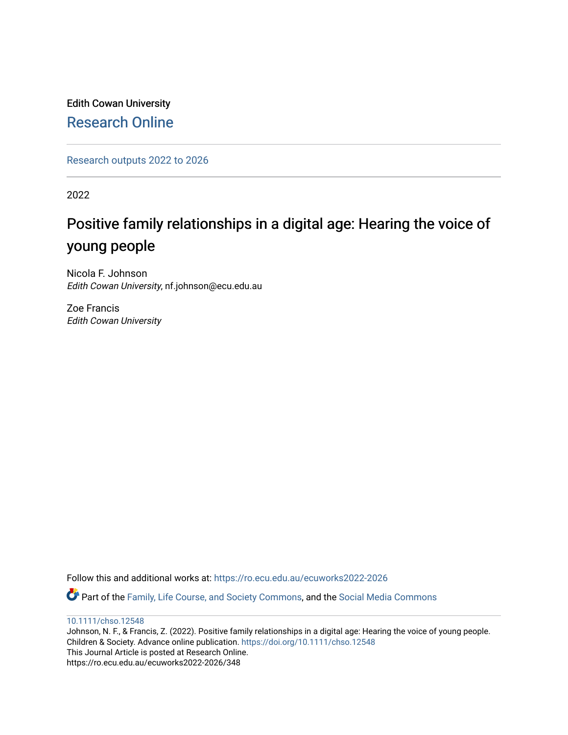Edith Cowan University

Research Online

Research outputs 2022 to 2026

2022

# Positive family relationships in a digital age: Hearing the voice of young people

Nicola F. Johnson
*Edith Cowan University*, nf.johnson@ecu.edu.au

Zoe Francis
*Edith Cowan University*

Follow this and additional works at: https://ro.ecu.edu.au/ecuworks2022-2026

Part of the Family, Life Course, and Society Commons, and the Social Media Commons

10.1111/chso.12548

Johnson, N. F., & Francis, Z. (2022). Positive family relationships in a digital age: Hearing the voice of young people. Children & Society. Advance online publication. https://doi.org/10.1111/chso.12548

This Journal Article is posted at Research Online.

https://ro.ecu.edu.au/ecuworks2022-2026/348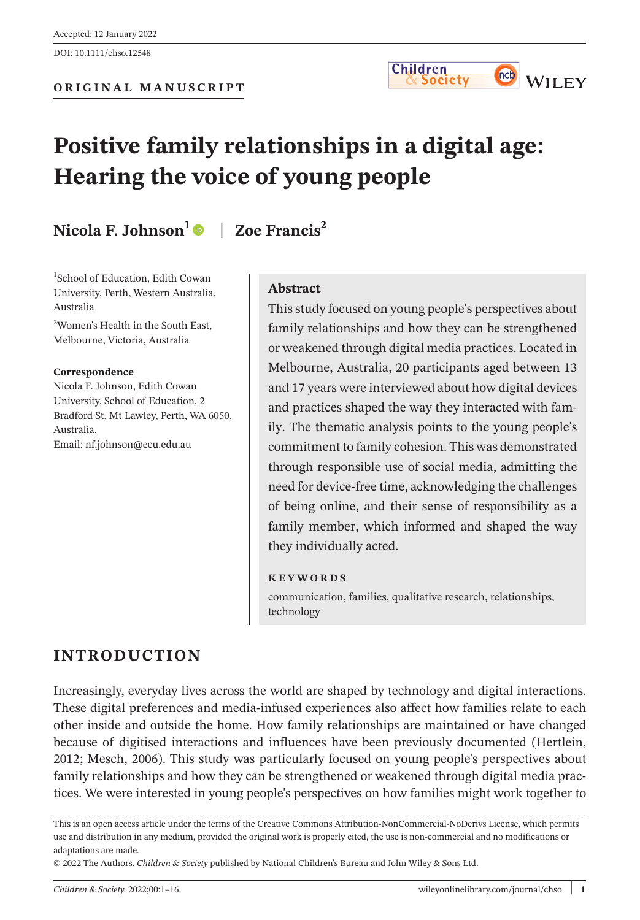Accepted: 12 January 2022

DOI: 10.1111/chso.12548

**ORIGINAL MANUSCRIPT**

# Positive family relationships in a digital age: Hearing the voice of young people

**Nicola F. Johnson**[1] | **Zoe Francis**[2]

[1]School of Education, Edith Cowan University, Perth, Western Australia, Australia

[2]Women's Health in the South East, Melbourne, Victoria, Australia

**Correspondence**
Nicola F. Johnson, Edith Cowan University, School of Education, 2 Bradford St, Mt Lawley, Perth, WA 6050, Australia.
Email: nf.johnson@ecu.edu.au

## Abstract

This study focused on young people's perspectives about family relationships and how they can be strengthened or weakened through digital media practices. Located in Melbourne, Australia, 20 participants aged between 13 and 17 years were interviewed about how digital devices and practices shaped the way they interacted with family. The thematic analysis points to the young people's commitment to family cohesion. This was demonstrated through responsible use of social media, admitting the need for device-free time, acknowledging the challenges of being online, and their sense of responsibility as a family member, which informed and shaped the way they individually acted.

**KEYWORDS**

communication, families, qualitative research, relationships, technology

## INTRODUCTION

Increasingly, everyday lives across the world are shaped by technology and digital interactions. These digital preferences and media-infused experiences also affect how families relate to each other inside and outside the home. How family relationships are maintained or have changed because of digitised interactions and influences have been previously documented (Hertlein, 2012; Mesch, 2006). This study was particularly focused on young people's perspectives about family relationships and how they can be strengthened or weakened through digital media practices. We were interested in young people's perspectives on how families might work together to

This is an open access article under the terms of the Creative Commons Attribution-NonCommercial-NoDerivs License, which permits use and distribution in any medium, provided the original work is properly cited, the use is non-commercial and no modifications or adaptations are made.
© 2022 The Authors. *Children & Society* published by National Children's Bureau and John Wiley & Sons Ltd.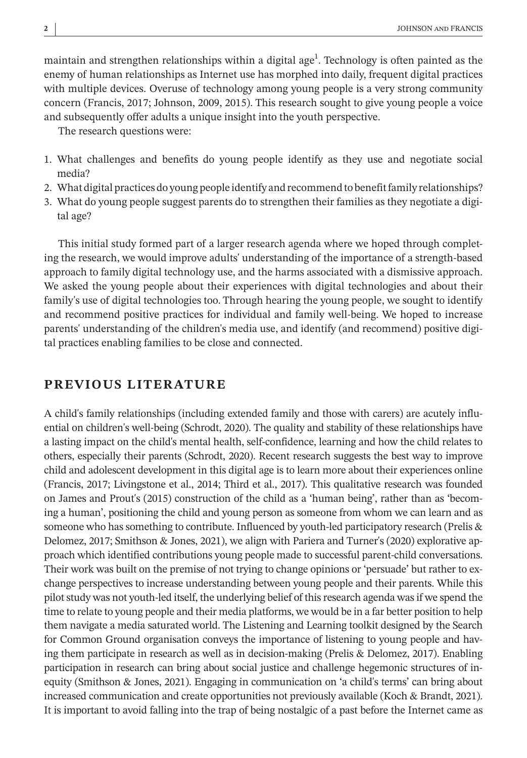maintain and strengthen relationships within a digital age[1]. Technology is often painted as the enemy of human relationships as Internet use has morphed into daily, frequent digital practices with multiple devices. Overuse of technology among young people is a very strong community concern (Francis, 2017; Johnson, 2009, 2015). This research sought to give young people a voice and subsequently offer adults a unique insight into the youth perspective.

The research questions were:

1. What challenges and benefits do young people identify as they use and negotiate social media?
2. What digital practices do young people identify and recommend to benefit family relationships?
3. What do young people suggest parents do to strengthen their families as they negotiate a digital age?

This initial study formed part of a larger research agenda where we hoped through completing the research, we would improve adults' understanding of the importance of a strength-based approach to family digital technology use, and the harms associated with a dismissive approach. We asked the young people about their experiences with digital technologies and about their family's use of digital technologies too. Through hearing the young people, we sought to identify and recommend positive practices for individual and family well-being. We hoped to increase parents' understanding of the children's media use, and identify (and recommend) positive digital practices enabling families to be close and connected.

## PREVIOUS LITERATURE

A child's family relationships (including extended family and those with carers) are acutely influential on children's well-being (Schrodt, 2020). The quality and stability of these relationships have a lasting impact on the child's mental health, self-confidence, learning and how the child relates to others, especially their parents (Schrodt, 2020). Recent research suggests the best way to improve child and adolescent development in this digital age is to learn more about their experiences online (Francis, 2017; Livingstone et al., 2014; Third et al., 2017). This qualitative research was founded on James and Prout's (2015) construction of the child as a 'human being', rather than as 'becoming a human', positioning the child and young person as someone from whom we can learn and as someone who has something to contribute. Influenced by youth-led participatory research (Prelis & Delomez, 2017; Smithson & Jones, 2021), we align with Pariera and Turner's (2020) explorative approach which identified contributions young people made to successful parent-child conversations. Their work was built on the premise of not trying to change opinions or 'persuade' but rather to exchange perspectives to increase understanding between young people and their parents. While this pilot study was not youth-led itself, the underlying belief of this research agenda was if we spend the time to relate to young people and their media platforms, we would be in a far better position to help them navigate a media saturated world. The Listening and Learning toolkit designed by the Search for Common Ground organisation conveys the importance of listening to young people and having them participate in research as well as in decision-making (Prelis & Delomez, 2017). Enabling participation in research can bring about social justice and challenge hegemonic structures of inequity (Smithson & Jones, 2021). Engaging in communication on 'a child's terms' can bring about increased communication and create opportunities not previously available (Koch & Brandt, 2021). It is important to avoid falling into the trap of being nostalgic of a past before the Internet came as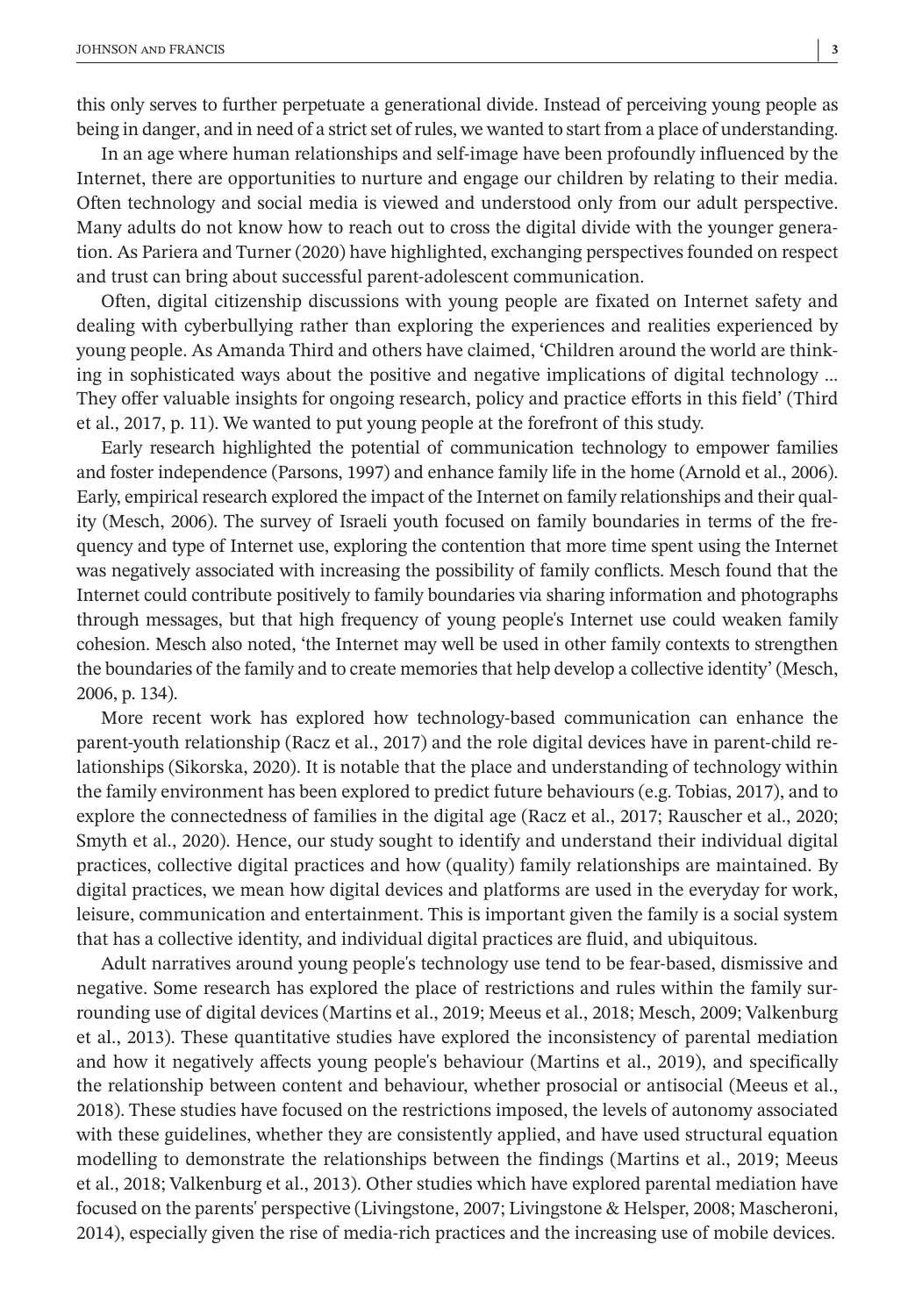this only serves to further perpetuate a generational divide. Instead of perceiving young people as being in danger, and in need of a strict set of rules, we wanted to start from a place of understanding.

In an age where human relationships and self-image have been profoundly influenced by the Internet, there are opportunities to nurture and engage our children by relating to their media. Often technology and social media is viewed and understood only from our adult perspective. Many adults do not know how to reach out to cross the digital divide with the younger generation. As Pariera and Turner (2020) have highlighted, exchanging perspectives founded on respect and trust can bring about successful parent-adolescent communication.

Often, digital citizenship discussions with young people are fixated on Internet safety and dealing with cyberbullying rather than exploring the experiences and realities experienced by young people. As Amanda Third and others have claimed, 'Children around the world are thinking in sophisticated ways about the positive and negative implications of digital technology … They offer valuable insights for ongoing research, policy and practice efforts in this field' (Third et al., 2017, p. 11). We wanted to put young people at the forefront of this study.

Early research highlighted the potential of communication technology to empower families and foster independence (Parsons, 1997) and enhance family life in the home (Arnold et al., 2006). Early, empirical research explored the impact of the Internet on family relationships and their quality (Mesch, 2006). The survey of Israeli youth focused on family boundaries in terms of the frequency and type of Internet use, exploring the contention that more time spent using the Internet was negatively associated with increasing the possibility of family conflicts. Mesch found that the Internet could contribute positively to family boundaries via sharing information and photographs through messages, but that high frequency of young people's Internet use could weaken family cohesion. Mesch also noted, 'the Internet may well be used in other family contexts to strengthen the boundaries of the family and to create memories that help develop a collective identity' (Mesch, 2006, p. 134).

More recent work has explored how technology-based communication can enhance the parent-youth relationship (Racz et al., 2017) and the role digital devices have in parent-child relationships (Sikorska, 2020). It is notable that the place and understanding of technology within the family environment has been explored to predict future behaviours (e.g. Tobias, 2017), and to explore the connectedness of families in the digital age (Racz et al., 2017; Rauscher et al., 2020; Smyth et al., 2020). Hence, our study sought to identify and understand their individual digital practices, collective digital practices and how (quality) family relationships are maintained. By digital practices, we mean how digital devices and platforms are used in the everyday for work, leisure, communication and entertainment. This is important given the family is a social system that has a collective identity, and individual digital practices are fluid, and ubiquitous.

Adult narratives around young people's technology use tend to be fear-based, dismissive and negative. Some research has explored the place of restrictions and rules within the family surrounding use of digital devices (Martins et al., 2019; Meeus et al., 2018; Mesch, 2009; Valkenburg et al., 2013). These quantitative studies have explored the inconsistency of parental mediation and how it negatively affects young people's behaviour (Martins et al., 2019), and specifically the relationship between content and behaviour, whether prosocial or antisocial (Meeus et al., 2018). These studies have focused on the restrictions imposed, the levels of autonomy associated with these guidelines, whether they are consistently applied, and have used structural equation modelling to demonstrate the relationships between the findings (Martins et al., 2019; Meeus et al., 2018; Valkenburg et al., 2013). Other studies which have explored parental mediation have focused on the parents' perspective (Livingstone, 2007; Livingstone & Helsper, 2008; Mascheroni, 2014), especially given the rise of media-rich practices and the increasing use of mobile devices.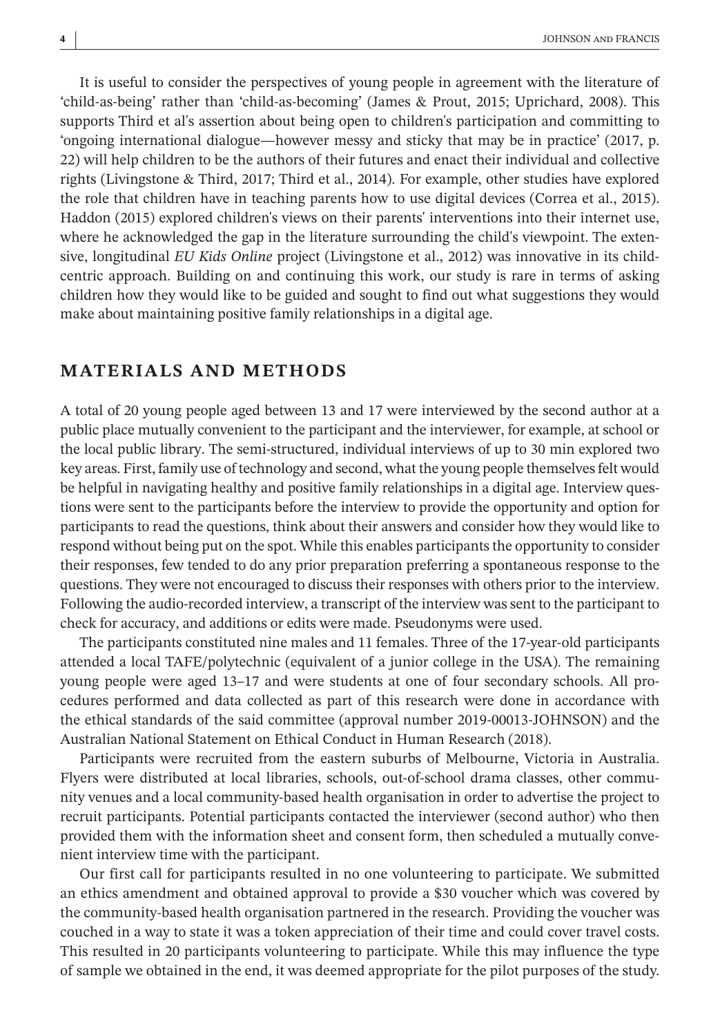It is useful to consider the perspectives of young people in agreement with the literature of 'child-as-being' rather than 'child-as-becoming' (James & Prout, 2015; Uprichard, 2008). This supports Third et al's assertion about being open to children's participation and committing to 'ongoing international dialogue—however messy and sticky that may be in practice' (2017, p. 22) will help children to be the authors of their futures and enact their individual and collective rights (Livingstone & Third, 2017; Third et al., 2014). For example, other studies have explored the role that children have in teaching parents how to use digital devices (Correa et al., 2015). Haddon (2015) explored children's views on their parents' interventions into their internet use, where he acknowledged the gap in the literature surrounding the child's viewpoint. The extensive, longitudinal *EU Kids Online* project (Livingstone et al., 2012) was innovative in its child-centric approach. Building on and continuing this work, our study is rare in terms of asking children how they would like to be guided and sought to find out what suggestions they would make about maintaining positive family relationships in a digital age.

## MATERIALS AND METHODS

A total of 20 young people aged between 13 and 17 were interviewed by the second author at a public place mutually convenient to the participant and the interviewer, for example, at school or the local public library. The semi-structured, individual interviews of up to 30 min explored two key areas. First, family use of technology and second, what the young people themselves felt would be helpful in navigating healthy and positive family relationships in a digital age. Interview questions were sent to the participants before the interview to provide the opportunity and option for participants to read the questions, think about their answers and consider how they would like to respond without being put on the spot. While this enables participants the opportunity to consider their responses, few tended to do any prior preparation preferring a spontaneous response to the questions. They were not encouraged to discuss their responses with others prior to the interview. Following the audio-recorded interview, a transcript of the interview was sent to the participant to check for accuracy, and additions or edits were made. Pseudonyms were used.

The participants constituted nine males and 11 females. Three of the 17-year-old participants attended a local TAFE/polytechnic (equivalent of a junior college in the USA). The remaining young people were aged 13–17 and were students at one of four secondary schools. All procedures performed and data collected as part of this research were done in accordance with the ethical standards of the said committee (approval number 2019-00013-JOHNSON) and the Australian National Statement on Ethical Conduct in Human Research (2018).

Participants were recruited from the eastern suburbs of Melbourne, Victoria in Australia. Flyers were distributed at local libraries, schools, out-of-school drama classes, other community venues and a local community-based health organisation in order to advertise the project to recruit participants. Potential participants contacted the interviewer (second author) who then provided them with the information sheet and consent form, then scheduled a mutually convenient interview time with the participant.

Our first call for participants resulted in no one volunteering to participate. We submitted an ethics amendment and obtained approval to provide a $30 voucher which was covered by the community-based health organisation partnered in the research. Providing the voucher was couched in a way to state it was a token appreciation of their time and could cover travel costs. This resulted in 20 participants volunteering to participate. While this may influence the type of sample we obtained in the end, it was deemed appropriate for the pilot purposes of the study.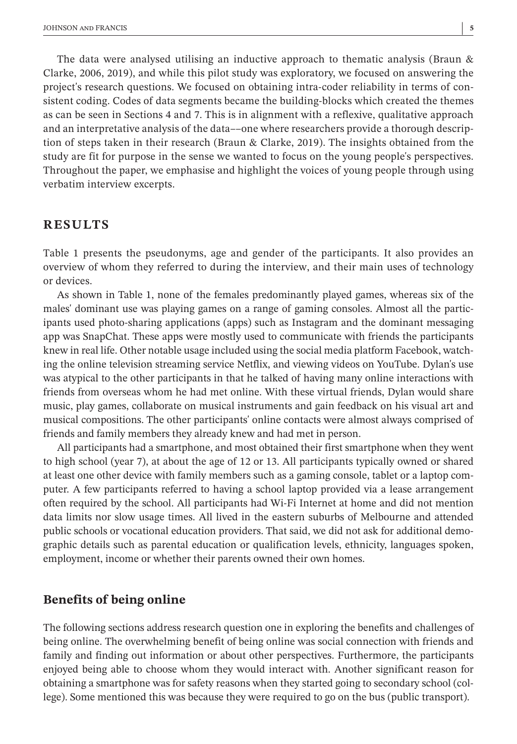The data were analysed utilising an inductive approach to thematic analysis (Braun & Clarke, 2006, 2019), and while this pilot study was exploratory, we focused on answering the project's research questions. We focused on obtaining intra-coder reliability in terms of consistent coding. Codes of data segments became the building-blocks which created the themes as can be seen in Sections 4 and 7. This is in alignment with a reflexive, qualitative approach and an interpretative analysis of the data––one where researchers provide a thorough description of steps taken in their research (Braun & Clarke, 2019). The insights obtained from the study are fit for purpose in the sense we wanted to focus on the young people's perspectives. Throughout the paper, we emphasise and highlight the voices of young people through using verbatim interview excerpts.

## RESULTS

Table 1 presents the pseudonyms, age and gender of the participants. It also provides an overview of whom they referred to during the interview, and their main uses of technology or devices.

As shown in Table 1, none of the females predominantly played games, whereas six of the males' dominant use was playing games on a range of gaming consoles. Almost all the participants used photo-sharing applications (apps) such as Instagram and the dominant messaging app was SnapChat. These apps were mostly used to communicate with friends the participants knew in real life. Other notable usage included using the social media platform Facebook, watching the online television streaming service Netflix, and viewing videos on YouTube. Dylan's use was atypical to the other participants in that he talked of having many online interactions with friends from overseas whom he had met online. With these virtual friends, Dylan would share music, play games, collaborate on musical instruments and gain feedback on his visual art and musical compositions. The other participants' online contacts were almost always comprised of friends and family members they already knew and had met in person.

All participants had a smartphone, and most obtained their first smartphone when they went to high school (year 7), at about the age of 12 or 13. All participants typically owned or shared at least one other device with family members such as a gaming console, tablet or a laptop computer. A few participants referred to having a school laptop provided via a lease arrangement often required by the school. All participants had Wi-Fi Internet at home and did not mention data limits nor slow usage times. All lived in the eastern suburbs of Melbourne and attended public schools or vocational education providers. That said, we did not ask for additional demographic details such as parental education or qualification levels, ethnicity, languages spoken, employment, income or whether their parents owned their own homes.

### Benefits of being online

The following sections address research question one in exploring the benefits and challenges of being online. The overwhelming benefit of being online was social connection with friends and family and finding out information or about other perspectives. Furthermore, the participants enjoyed being able to choose whom they would interact with. Another significant reason for obtaining a smartphone was for safety reasons when they started going to secondary school (college). Some mentioned this was because they were required to go on the bus (public transport).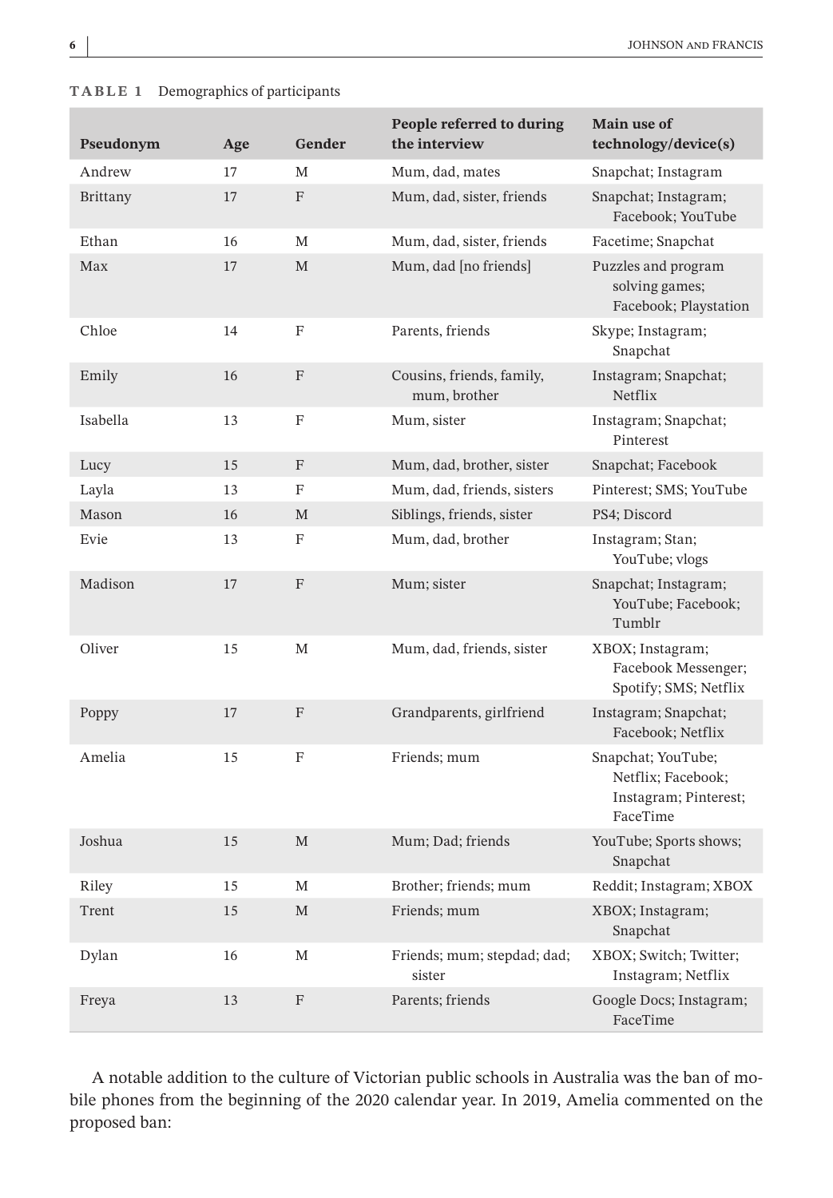**TABLE 1** Demographics of participants

| Pseudonym | Age | Gender | People referred to during the interview | Main use of technology/device(s) |
|---|---|---|---|---|
| Andrew | 17 | M | Mum, dad, mates | Snapchat; Instagram |
| Brittany | 17 | F | Mum, dad, sister, friends | Snapchat; Instagram; Facebook; YouTube |
| Ethan | 16 | M | Mum, dad, sister, friends | Facetime; Snapchat |
| Max | 17 | M | Mum, dad [no friends] | Puzzles and program solving games; Facebook; Playstation |
| Chloe | 14 | F | Parents, friends | Skype; Instagram; Snapchat |
| Emily | 16 | F | Cousins, friends, family, mum, brother | Instagram; Snapchat; Netflix |
| Isabella | 13 | F | Mum, sister | Instagram; Snapchat; Pinterest |
| Lucy | 15 | F | Mum, dad, brother, sister | Snapchat; Facebook |
| Layla | 13 | F | Mum, dad, friends, sisters | Pinterest; SMS; YouTube |
| Mason | 16 | M | Siblings, friends, sister | PS4; Discord |
| Evie | 13 | F | Mum, dad, brother | Instagram; Stan; YouTube; vlogs |
| Madison | 17 | F | Mum; sister | Snapchat; Instagram; YouTube; Facebook; Tumblr |
| Oliver | 15 | M | Mum, dad, friends, sister | XBOX; Instagram; Facebook Messenger; Spotify; SMS; Netflix |
| Poppy | 17 | F | Grandparents, girlfriend | Instagram; Snapchat; Facebook; Netflix |
| Amelia | 15 | F | Friends; mum | Snapchat; YouTube; Netflix; Facebook; Instagram; Pinterest; FaceTime |
| Joshua | 15 | M | Mum; Dad; friends | YouTube; Sports shows; Snapchat |
| Riley | 15 | M | Brother; friends; mum | Reddit; Instagram; XBOX |
| Trent | 15 | M | Friends; mum | XBOX; Instagram; Snapchat |
| Dylan | 16 | M | Friends; mum; stepdad; dad; sister | XBOX; Switch; Twitter; Instagram; Netflix |
| Freya | 13 | F | Parents; friends | Google Docs; Instagram; FaceTime |

A notable addition to the culture of Victorian public schools in Australia was the ban of mobile phones from the beginning of the 2020 calendar year. In 2019, Amelia commented on the proposed ban: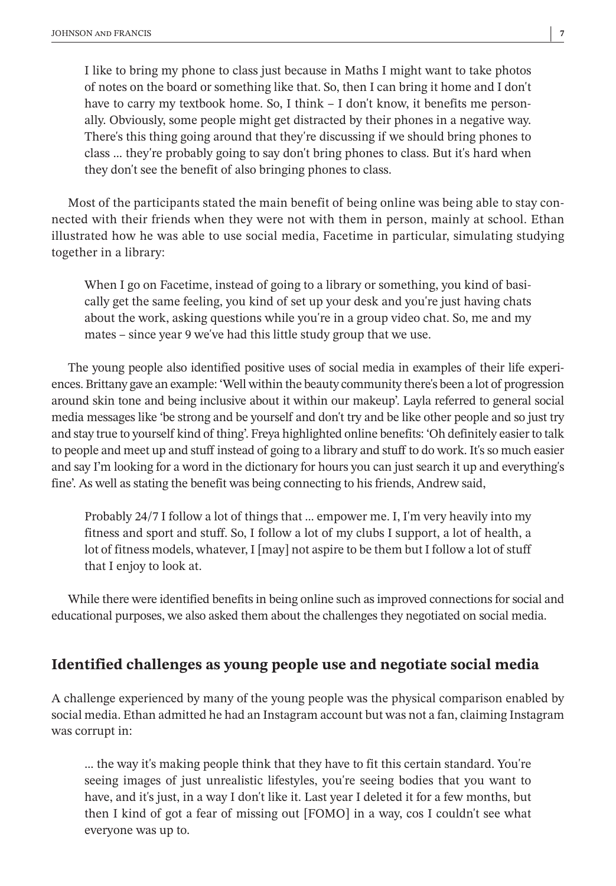> I like to bring my phone to class just because in Maths I might want to take photos of notes on the board or something like that. So, then I can bring it home and I don't have to carry my textbook home. So, I think – I don't know, it benefits me personally. Obviously, some people might get distracted by their phones in a negative way. There's this thing going around that they're discussing if we should bring phones to class … they're probably going to say don't bring phones to class. But it's hard when they don't see the benefit of also bringing phones to class.

Most of the participants stated the main benefit of being online was being able to stay connected with their friends when they were not with them in person, mainly at school. Ethan illustrated how he was able to use social media, Facetime in particular, simulating studying together in a library:

> When I go on Facetime, instead of going to a library or something, you kind of basically get the same feeling, you kind of set up your desk and you're just having chats about the work, asking questions while you're in a group video chat. So, me and my mates – since year 9 we've had this little study group that we use.

The young people also identified positive uses of social media in examples of their life experiences. Brittany gave an example: 'Well within the beauty community there's been a lot of progression around skin tone and being inclusive about it within our makeup'. Layla referred to general social media messages like 'be strong and be yourself and don't try and be like other people and so just try and stay true to yourself kind of thing'. Freya highlighted online benefits: 'Oh definitely easier to talk to people and meet up and stuff instead of going to a library and stuff to do work. It's so much easier and say I'm looking for a word in the dictionary for hours you can just search it up and everything's fine'. As well as stating the benefit was being connecting to his friends, Andrew said,

> Probably 24/7 I follow a lot of things that … empower me. I, I'm very heavily into my fitness and sport and stuff. So, I follow a lot of my clubs I support, a lot of health, a lot of fitness models, whatever, I [may] not aspire to be them but I follow a lot of stuff that I enjoy to look at.

While there were identified benefits in being online such as improved connections for social and educational purposes, we also asked them about the challenges they negotiated on social media.

## Identified challenges as young people use and negotiate social media

A challenge experienced by many of the young people was the physical comparison enabled by social media. Ethan admitted he had an Instagram account but was not a fan, claiming Instagram was corrupt in:

> … the way it's making people think that they have to fit this certain standard. You're seeing images of just unrealistic lifestyles, you're seeing bodies that you want to have, and it's just, in a way I don't like it. Last year I deleted it for a few months, but then I kind of got a fear of missing out [FOMO] in a way, cos I couldn't see what everyone was up to.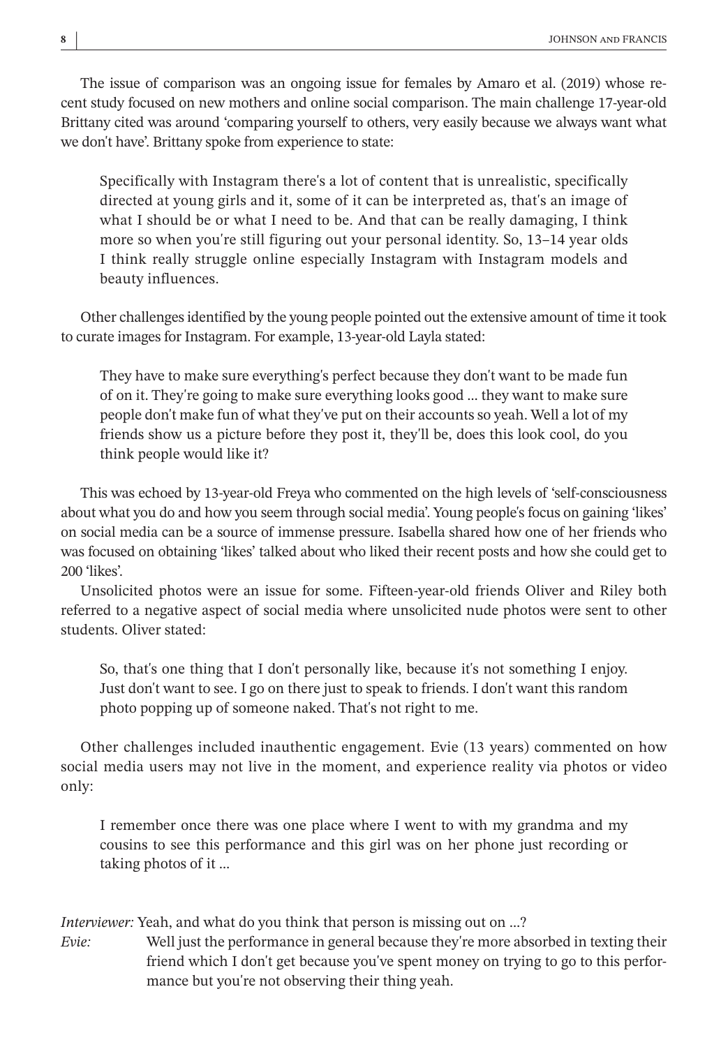The issue of comparison was an ongoing issue for females by Amaro et al. (2019) whose recent study focused on new mothers and online social comparison. The main challenge 17-year-old Brittany cited was around 'comparing yourself to others, very easily because we always want what we don't have'. Brittany spoke from experience to state:

> Specifically with Instagram there's a lot of content that is unrealistic, specifically directed at young girls and it, some of it can be interpreted as, that's an image of what I should be or what I need to be. And that can be really damaging, I think more so when you're still figuring out your personal identity. So, 13–14 year olds I think really struggle online especially Instagram with Instagram models and beauty influences.

Other challenges identified by the young people pointed out the extensive amount of time it took to curate images for Instagram. For example, 13-year-old Layla stated:

> They have to make sure everything's perfect because they don't want to be made fun of on it. They're going to make sure everything looks good ... they want to make sure people don't make fun of what they've put on their accounts so yeah. Well a lot of my friends show us a picture before they post it, they'll be, does this look cool, do you think people would like it?

This was echoed by 13-year-old Freya who commented on the high levels of 'self-consciousness about what you do and how you seem through social media'. Young people's focus on gaining 'likes' on social media can be a source of immense pressure. Isabella shared how one of her friends who was focused on obtaining 'likes' talked about who liked their recent posts and how she could get to 200 'likes'.

Unsolicited photos were an issue for some. Fifteen-year-old friends Oliver and Riley both referred to a negative aspect of social media where unsolicited nude photos were sent to other students. Oliver stated:

> So, that's one thing that I don't personally like, because it's not something I enjoy. Just don't want to see. I go on there just to speak to friends. I don't want this random photo popping up of someone naked. That's not right to me.

Other challenges included inauthentic engagement. Evie (13 years) commented on how social media users may not live in the moment, and experience reality via photos or video only:

> I remember once there was one place where I went to with my grandma and my cousins to see this performance and this girl was on her phone just recording or taking photos of it ...

*Interviewer:* Yeah, and what do you think that person is missing out on ...?

*Evie:* Well just the performance in general because they're more absorbed in texting their friend which I don't get because you've spent money on trying to go to this performance but you're not observing their thing yeah.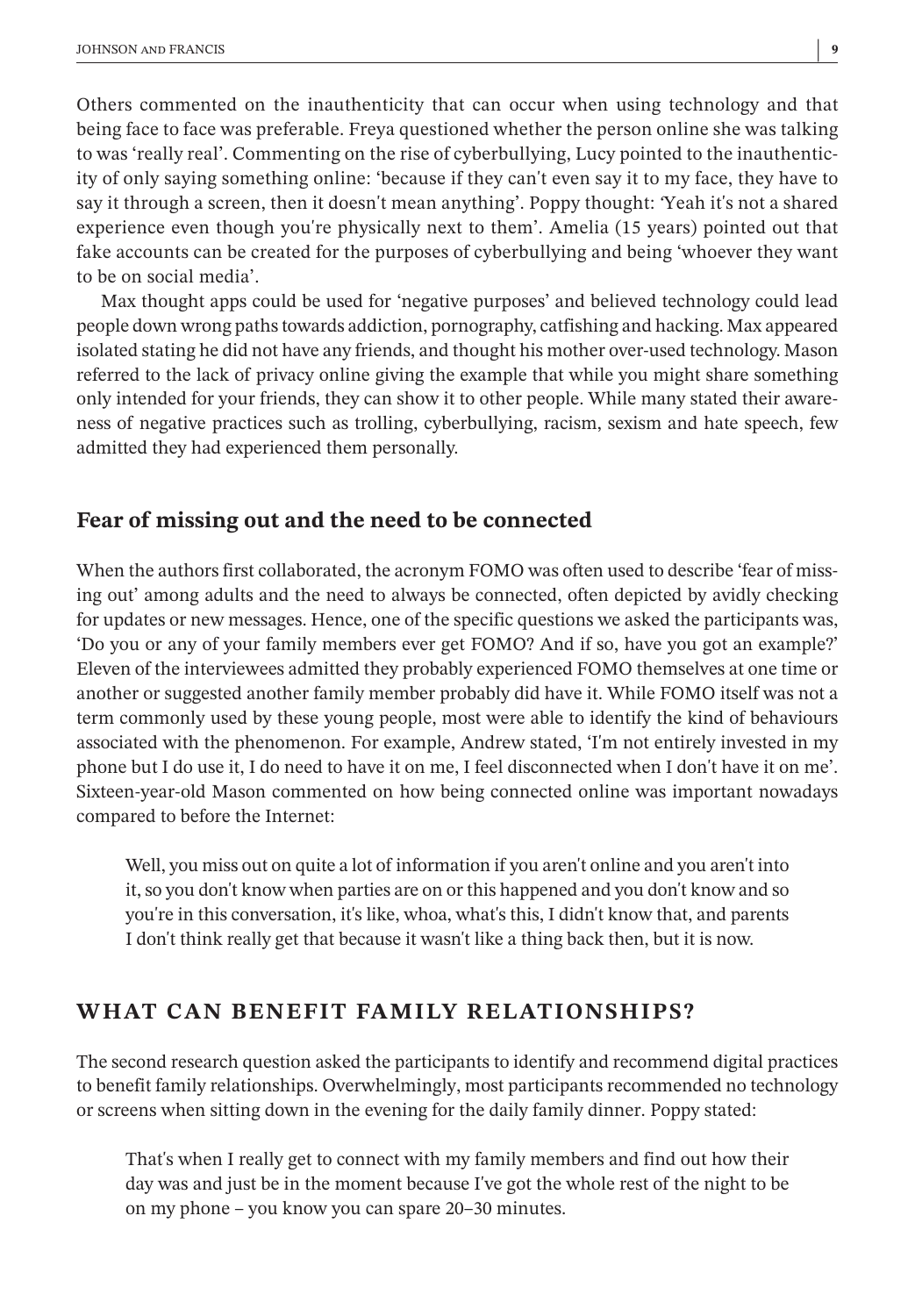Others commented on the inauthenticity that can occur when using technology and that being face to face was preferable. Freya questioned whether the person online she was talking to was 'really real'. Commenting on the rise of cyberbullying, Lucy pointed to the inauthenticity of only saying something online: 'because if they can't even say it to my face, they have to say it through a screen, then it doesn't mean anything'. Poppy thought: 'Yeah it's not a shared experience even though you're physically next to them'. Amelia (15 years) pointed out that fake accounts can be created for the purposes of cyberbullying and being 'whoever they want to be on social media'.

Max thought apps could be used for 'negative purposes' and believed technology could lead people down wrong paths towards addiction, pornography, catfishing and hacking. Max appeared isolated stating he did not have any friends, and thought his mother over-used technology. Mason referred to the lack of privacy online giving the example that while you might share something only intended for your friends, they can show it to other people. While many stated their awareness of negative practices such as trolling, cyberbullying, racism, sexism and hate speech, few admitted they had experienced them personally.

### Fear of missing out and the need to be connected

When the authors first collaborated, the acronym FOMO was often used to describe 'fear of missing out' among adults and the need to always be connected, often depicted by avidly checking for updates or new messages. Hence, one of the specific questions we asked the participants was, 'Do you or any of your family members ever get FOMO? And if so, have you got an example?' Eleven of the interviewees admitted they probably experienced FOMO themselves at one time or another or suggested another family member probably did have it. While FOMO itself was not a term commonly used by these young people, most were able to identify the kind of behaviours associated with the phenomenon. For example, Andrew stated, 'I'm not entirely invested in my phone but I do use it, I do need to have it on me, I feel disconnected when I don't have it on me'. Sixteen-year-old Mason commented on how being connected online was important nowadays compared to before the Internet:

> Well, you miss out on quite a lot of information if you aren't online and you aren't into it, so you don't know when parties are on or this happened and you don't know and so you're in this conversation, it's like, whoa, what's this, I didn't know that, and parents I don't think really get that because it wasn't like a thing back then, but it is now.

## WHAT CAN BENEFIT FAMILY RELATIONSHIPS?

The second research question asked the participants to identify and recommend digital practices to benefit family relationships. Overwhelmingly, most participants recommended no technology or screens when sitting down in the evening for the daily family dinner. Poppy stated:

> That's when I really get to connect with my family members and find out how their day was and just be in the moment because I've got the whole rest of the night to be on my phone – you know you can spare 20–30 minutes.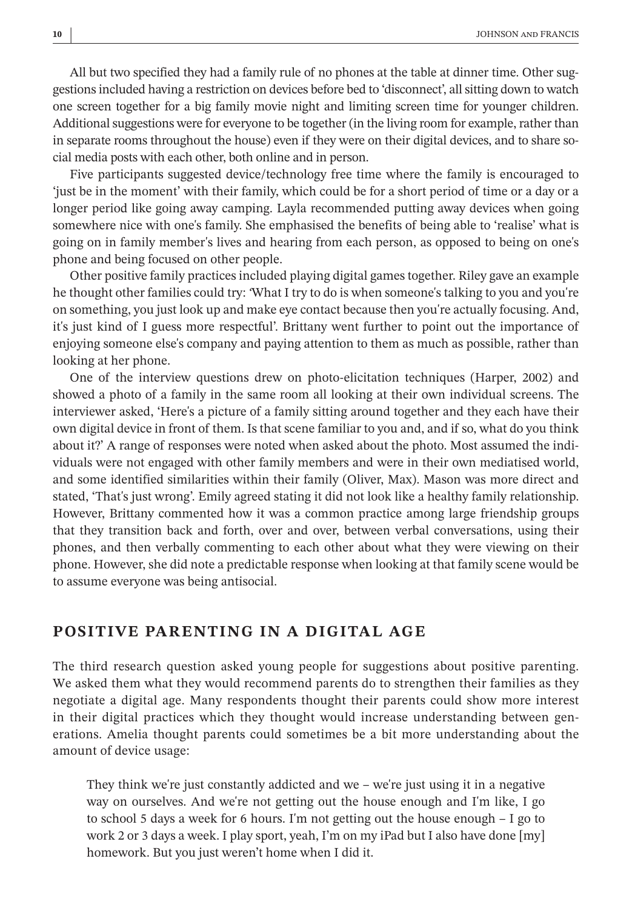All but two specified they had a family rule of no phones at the table at dinner time. Other suggestions included having a restriction on devices before bed to 'disconnect', all sitting down to watch one screen together for a big family movie night and limiting screen time for younger children. Additional suggestions were for everyone to be together (in the living room for example, rather than in separate rooms throughout the house) even if they were on their digital devices, and to share social media posts with each other, both online and in person.

Five participants suggested device/technology free time where the family is encouraged to 'just be in the moment' with their family, which could be for a short period of time or a day or a longer period like going away camping. Layla recommended putting away devices when going somewhere nice with one's family. She emphasised the benefits of being able to 'realise' what is going on in family member's lives and hearing from each person, as opposed to being on one's phone and being focused on other people.

Other positive family practices included playing digital games together. Riley gave an example he thought other families could try: 'What I try to do is when someone's talking to you and you're on something, you just look up and make eye contact because then you're actually focusing. And, it's just kind of I guess more respectful'. Brittany went further to point out the importance of enjoying someone else's company and paying attention to them as much as possible, rather than looking at her phone.

One of the interview questions drew on photo-elicitation techniques (Harper, 2002) and showed a photo of a family in the same room all looking at their own individual screens. The interviewer asked, 'Here's a picture of a family sitting around together and they each have their own digital device in front of them. Is that scene familiar to you and, and if so, what do you think about it?' A range of responses were noted when asked about the photo. Most assumed the individuals were not engaged with other family members and were in their own mediatised world, and some identified similarities within their family (Oliver, Max). Mason was more direct and stated, 'That's just wrong'. Emily agreed stating it did not look like a healthy family relationship. However, Brittany commented how it was a common practice among large friendship groups that they transition back and forth, over and over, between verbal conversations, using their phones, and then verbally commenting to each other about what they were viewing on their phone. However, she did note a predictable response when looking at that family scene would be to assume everyone was being antisocial.

## POSITIVE PARENTING IN A DIGITAL AGE

The third research question asked young people for suggestions about positive parenting. We asked them what they would recommend parents do to strengthen their families as they negotiate a digital age. Many respondents thought their parents could show more interest in their digital practices which they thought would increase understanding between generations. Amelia thought parents could sometimes be a bit more understanding about the amount of device usage:

> They think we're just constantly addicted and we – we're just using it in a negative way on ourselves. And we're not getting out the house enough and I'm like, I go to school 5 days a week for 6 hours. I'm not getting out the house enough – I go to work 2 or 3 days a week. I play sport, yeah, I'm on my iPad but I also have done [my] homework. But you just weren't home when I did it.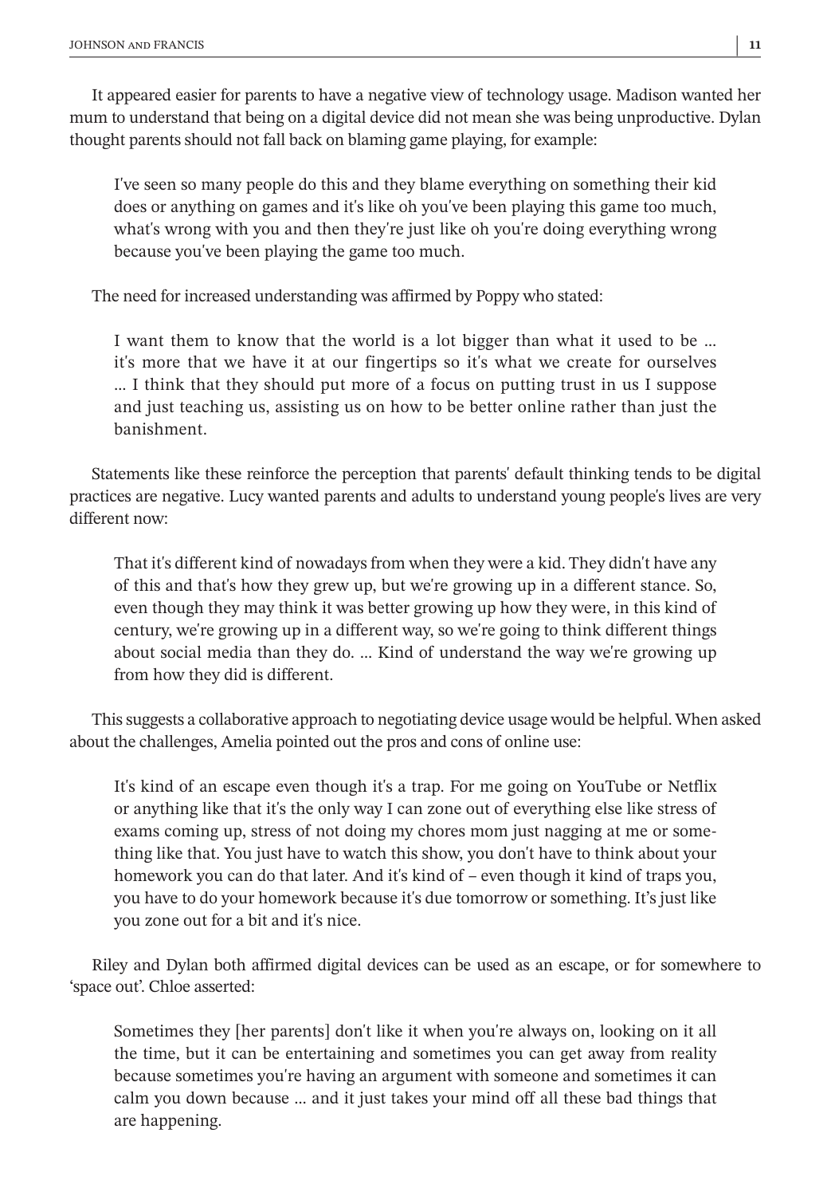It appeared easier for parents to have a negative view of technology usage. Madison wanted her mum to understand that being on a digital device did not mean she was being unproductive. Dylan thought parents should not fall back on blaming game playing, for example:

> I've seen so many people do this and they blame everything on something their kid does or anything on games and it's like oh you've been playing this game too much, what's wrong with you and then they're just like oh you're doing everything wrong because you've been playing the game too much.

The need for increased understanding was affirmed by Poppy who stated:

> I want them to know that the world is a lot bigger than what it used to be … it's more that we have it at our fingertips so it's what we create for ourselves … I think that they should put more of a focus on putting trust in us I suppose and just teaching us, assisting us on how to be better online rather than just the banishment.

Statements like these reinforce the perception that parents' default thinking tends to be digital practices are negative. Lucy wanted parents and adults to understand young people's lives are very different now:

> That it's different kind of nowadays from when they were a kid. They didn't have any of this and that's how they grew up, but we're growing up in a different stance. So, even though they may think it was better growing up how they were, in this kind of century, we're growing up in a different way, so we're going to think different things about social media than they do. … Kind of understand the way we're growing up from how they did is different.

This suggests a collaborative approach to negotiating device usage would be helpful. When asked about the challenges, Amelia pointed out the pros and cons of online use:

> It's kind of an escape even though it's a trap. For me going on YouTube or Netflix or anything like that it's the only way I can zone out of everything else like stress of exams coming up, stress of not doing my chores mom just nagging at me or something like that. You just have to watch this show, you don't have to think about your homework you can do that later. And it's kind of – even though it kind of traps you, you have to do your homework because it's due tomorrow or something. It's just like you zone out for a bit and it's nice.

Riley and Dylan both affirmed digital devices can be used as an escape, or for somewhere to 'space out'. Chloe asserted:

> Sometimes they [her parents] don't like it when you're always on, looking on it all the time, but it can be entertaining and sometimes you can get away from reality because sometimes you're having an argument with someone and sometimes it can calm you down because … and it just takes your mind off all these bad things that are happening.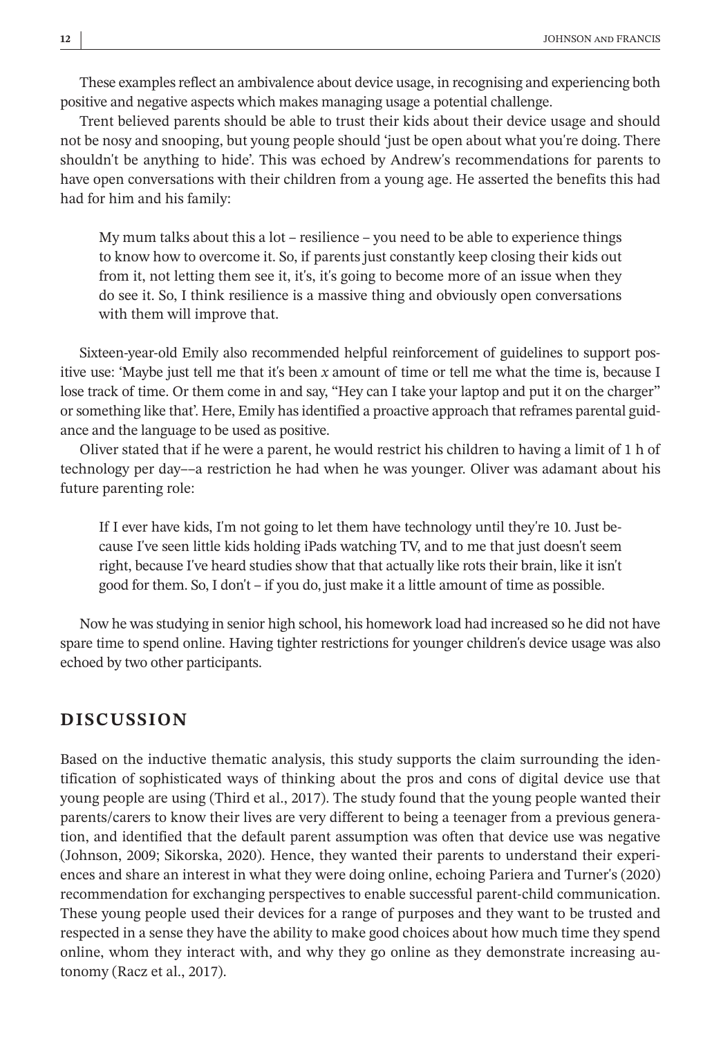These examples reflect an ambivalence about device usage, in recognising and experiencing both positive and negative aspects which makes managing usage a potential challenge.

Trent believed parents should be able to trust their kids about their device usage and should not be nosy and snooping, but young people should 'just be open about what you're doing. There shouldn't be anything to hide'. This was echoed by Andrew's recommendations for parents to have open conversations with their children from a young age. He asserted the benefits this had had for him and his family:

> My mum talks about this a lot – resilience – you need to be able to experience things to know how to overcome it. So, if parents just constantly keep closing their kids out from it, not letting them see it, it's, it's going to become more of an issue when they do see it. So, I think resilience is a massive thing and obviously open conversations with them will improve that.

Sixteen-year-old Emily also recommended helpful reinforcement of guidelines to support positive use: 'Maybe just tell me that it's been *x* amount of time or tell me what the time is, because I lose track of time. Or them come in and say, "Hey can I take your laptop and put it on the charger" or something like that'. Here, Emily has identified a proactive approach that reframes parental guidance and the language to be used as positive.

Oliver stated that if he were a parent, he would restrict his children to having a limit of 1 h of technology per day––a restriction he had when he was younger. Oliver was adamant about his future parenting role:

> If I ever have kids, I'm not going to let them have technology until they're 10. Just because I've seen little kids holding iPads watching TV, and to me that just doesn't seem right, because I've heard studies show that that actually like rots their brain, like it isn't good for them. So, I don't – if you do, just make it a little amount of time as possible.

Now he was studying in senior high school, his homework load had increased so he did not have spare time to spend online. Having tighter restrictions for younger children's device usage was also echoed by two other participants.

## DISCUSSION

Based on the inductive thematic analysis, this study supports the claim surrounding the identification of sophisticated ways of thinking about the pros and cons of digital device use that young people are using (Third et al., 2017). The study found that the young people wanted their parents/carers to know their lives are very different to being a teenager from a previous generation, and identified that the default parent assumption was often that device use was negative (Johnson, 2009; Sikorska, 2020). Hence, they wanted their parents to understand their experiences and share an interest in what they were doing online, echoing Pariera and Turner's (2020) recommendation for exchanging perspectives to enable successful parent-child communication. These young people used their devices for a range of purposes and they want to be trusted and respected in a sense they have the ability to make good choices about how much time they spend online, whom they interact with, and why they go online as they demonstrate increasing autonomy (Racz et al., 2017).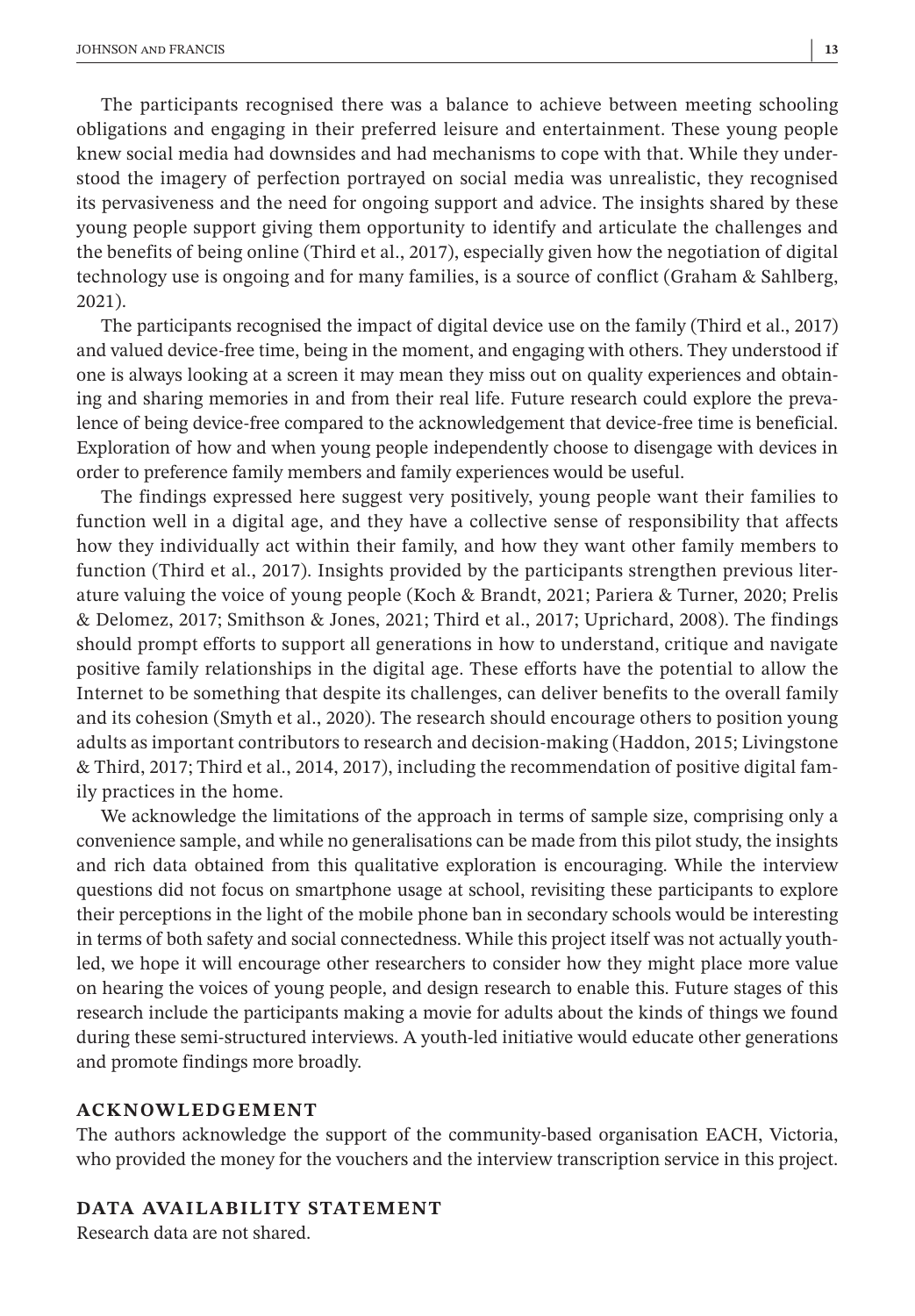The participants recognised there was a balance to achieve between meeting schooling obligations and engaging in their preferred leisure and entertainment. These young people knew social media had downsides and had mechanisms to cope with that. While they understood the imagery of perfection portrayed on social media was unrealistic, they recognised its pervasiveness and the need for ongoing support and advice. The insights shared by these young people support giving them opportunity to identify and articulate the challenges and the benefits of being online (Third et al., 2017), especially given how the negotiation of digital technology use is ongoing and for many families, is a source of conflict (Graham & Sahlberg, 2021).

The participants recognised the impact of digital device use on the family (Third et al., 2017) and valued device-free time, being in the moment, and engaging with others. They understood if one is always looking at a screen it may mean they miss out on quality experiences and obtaining and sharing memories in and from their real life. Future research could explore the prevalence of being device-free compared to the acknowledgement that device-free time is beneficial. Exploration of how and when young people independently choose to disengage with devices in order to preference family members and family experiences would be useful.

The findings expressed here suggest very positively, young people want their families to function well in a digital age, and they have a collective sense of responsibility that affects how they individually act within their family, and how they want other family members to function (Third et al., 2017). Insights provided by the participants strengthen previous literature valuing the voice of young people (Koch & Brandt, 2021; Pariera & Turner, 2020; Prelis & Delomez, 2017; Smithson & Jones, 2021; Third et al., 2017; Uprichard, 2008). The findings should prompt efforts to support all generations in how to understand, critique and navigate positive family relationships in the digital age. These efforts have the potential to allow the Internet to be something that despite its challenges, can deliver benefits to the overall family and its cohesion (Smyth et al., 2020). The research should encourage others to position young adults as important contributors to research and decision-making (Haddon, 2015; Livingstone & Third, 2017; Third et al., 2014, 2017), including the recommendation of positive digital family practices in the home.

We acknowledge the limitations of the approach in terms of sample size, comprising only a convenience sample, and while no generalisations can be made from this pilot study, the insights and rich data obtained from this qualitative exploration is encouraging. While the interview questions did not focus on smartphone usage at school, revisiting these participants to explore their perceptions in the light of the mobile phone ban in secondary schools would be interesting in terms of both safety and social connectedness. While this project itself was not actually youth-led, we hope it will encourage other researchers to consider how they might place more value on hearing the voices of young people, and design research to enable this. Future stages of this research include the participants making a movie for adults about the kinds of things we found during these semi-structured interviews. A youth-led initiative would educate other generations and promote findings more broadly.

## ACKNOWLEDGEMENT

The authors acknowledge the support of the community-based organisation EACH, Victoria, who provided the money for the vouchers and the interview transcription service in this project.

## DATA AVAILABILITY STATEMENT

Research data are not shared.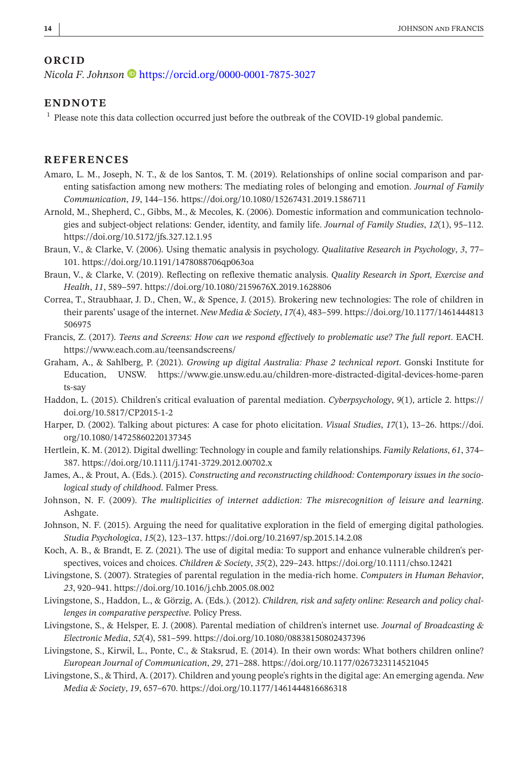## ORCID

*Nicola F. Johnson* https://orcid.org/0000-0001-7875-3027

## ENDNOTE

[1] Please note this data collection occurred just before the outbreak of the COVID-19 global pandemic.

## REFERENCES

Amaro, L. M., Joseph, N. T., & de los Santos, T. M. (2019). Relationships of online social comparison and parenting satisfaction among new mothers: The mediating roles of belonging and emotion. *Journal of Family Communication*, *19*, 144–156. https://doi.org/10.1080/15267431.2019.1586711

Arnold, M., Shepherd, C., Gibbs, M., & Mecoles, K. (2006). Domestic information and communication technologies and subject-object relations: Gender, identity, and family life. *Journal of Family Studies*, *12*(1), 95–112. https://doi.org/10.5172/jfs.327.12.1.95

Braun, V., & Clarke, V. (2006). Using thematic analysis in psychology. *Qualitative Research in Psychology*, *3*, 77–101. https://doi.org/10.1191/1478088706qp063oa

Braun, V., & Clarke, V. (2019). Reflecting on reflexive thematic analysis. *Quality Research in Sport, Exercise and Health*, *11*, 589–597. https://doi.org/10.1080/2159676X.2019.1628806

Correa, T., Straubhaar, J. D., Chen, W., & Spence, J. (2015). Brokering new technologies: The role of children in their parents' usage of the internet. *New Media & Society*, *17*(4), 483–599. https://doi.org/10.1177/1461444813506975

Francis, Z. (2017). *Teens and Screens: How can we respond effectively to problematic use? The full report*. EACH. https://www.each.com.au/teensandscreens/

Graham, A., & Sahlberg, P. (2021). *Growing up digital Australia: Phase 2 technical report*. Gonski Institute for Education, UNSW. https://www.gie.unsw.edu.au/children-more-distracted-digital-devices-home-parents-say

Haddon, L. (2015). Children's critical evaluation of parental mediation. *Cyberpsychology*, *9*(1), article 2. https://doi.org/10.5817/CP2015-1-2

Harper, D. (2002). Talking about pictures: A case for photo elicitation. *Visual Studies*, *17*(1), 13–26. https://doi.org/10.1080/14725860220137345

Hertlein, K. M. (2012). Digital dwelling: Technology in couple and family relationships. *Family Relations*, *61*, 374–387. https://doi.org/10.1111/j.1741-3729.2012.00702.x

James, A., & Prout, A. (Eds.). (2015). *Constructing and reconstructing childhood: Contemporary issues in the sociological study of childhood*. Falmer Press.

Johnson, N. F. (2009). *The multiplicities of internet addiction: The misrecognition of leisure and learning*. Ashgate.

Johnson, N. F. (2015). Arguing the need for qualitative exploration in the field of emerging digital pathologies. *Studia Psychologica*, *15*(2), 123–137. https://doi.org/10.21697/sp.2015.14.2.08

Koch, A. B., & Brandt, E. Z. (2021). The use of digital media: To support and enhance vulnerable children's perspectives, voices and choices. *Children & Society*, *35*(2), 229–243. https://doi.org/10.1111/chso.12421

Livingstone, S. (2007). Strategies of parental regulation in the media-rich home. *Computers in Human Behavior*, *23*, 920–941. https://doi.org/10.1016/j.chb.2005.08.002

Livingstone, S., Haddon, L., & Görzig, A. (Eds.). (2012). *Children, risk and safety online: Research and policy challenges in comparative perspective*. Policy Press.

Livingstone, S., & Helsper, E. J. (2008). Parental mediation of children's internet use. *Journal of Broadcasting & Electronic Media*, *52*(4), 581–599. https://doi.org/10.1080/08838150802437396

Livingstone, S., Kirwil, L., Ponte, C., & Staksrud, E. (2014). In their own words: What bothers children online? *European Journal of Communication*, *29*, 271–288. https://doi.org/10.1177/0267323114521045

Livingstone, S., & Third, A. (2017). Children and young people's rights in the digital age: An emerging agenda. *New Media & Society*, *19*, 657–670. https://doi.org/10.1177/1461444816686318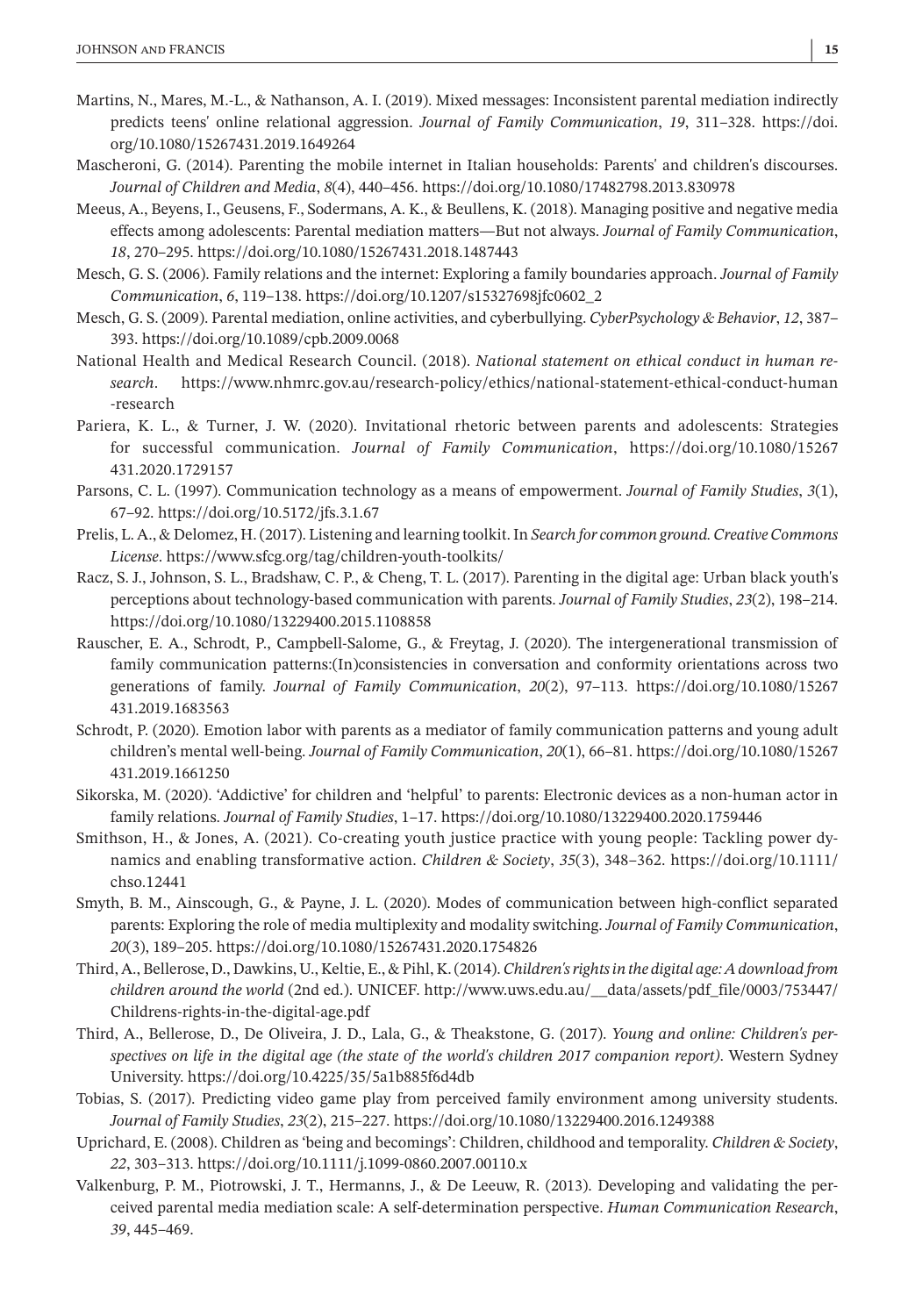Martins, N., Mares, M.-L., & Nathanson, A. I. (2019). Mixed messages: Inconsistent parental mediation indirectly predicts teens' online relational aggression. *Journal of Family Communication*, *19*, 311–328. https://doi.org/10.1080/15267431.2019.1649264

Mascheroni, G. (2014). Parenting the mobile internet in Italian households: Parents' and children's discourses. *Journal of Children and Media*, *8*(4), 440–456. https://doi.org/10.1080/17482798.2013.830978

Meeus, A., Beyens, I., Geusens, F., Sodermans, A. K., & Beullens, K. (2018). Managing positive and negative media effects among adolescents: Parental mediation matters—But not always. *Journal of Family Communication*, *18*, 270–295. https://doi.org/10.1080/15267431.2018.1487443

Mesch, G. S. (2006). Family relations and the internet: Exploring a family boundaries approach. *Journal of Family Communication*, *6*, 119–138. https://doi.org/10.1207/s15327698jfc0602_2

Mesch, G. S. (2009). Parental mediation, online activities, and cyberbullying. *CyberPsychology & Behavior*, *12*, 387–393. https://doi.org/10.1089/cpb.2009.0068

National Health and Medical Research Council. (2018). *National statement on ethical conduct in human research*. https://www.nhmrc.gov.au/research-policy/ethics/national-statement-ethical-conduct-human-research

Pariera, K. L., & Turner, J. W. (2020). Invitational rhetoric between parents and adolescents: Strategies for successful communication. *Journal of Family Communication*, https://doi.org/10.1080/15267431.2020.1729157

Parsons, C. L. (1997). Communication technology as a means of empowerment. *Journal of Family Studies*, *3*(1), 67–92. https://doi.org/10.5172/jfs.3.1.67

Prelis, L. A., & Delomez, H. (2017). Listening and learning toolkit. In *Search for common ground. Creative Commons License*. https://www.sfcg.org/tag/children-youth-toolkits/

Racz, S. J., Johnson, S. L., Bradshaw, C. P., & Cheng, T. L. (2017). Parenting in the digital age: Urban black youth's perceptions about technology-based communication with parents. *Journal of Family Studies*, *23*(2), 198–214. https://doi.org/10.1080/13229400.2015.1108858

Rauscher, E. A., Schrodt, P., Campbell-Salome, G., & Freytag, J. (2020). The intergenerational transmission of family communication patterns:(In)consistencies in conversation and conformity orientations across two generations of family. *Journal of Family Communication*, *20*(2), 97–113. https://doi.org/10.1080/15267431.2019.1683563

Schrodt, P. (2020). Emotion labor with parents as a mediator of family communication patterns and young adult children's mental well-being. *Journal of Family Communication*, *20*(1), 66–81. https://doi.org/10.1080/15267431.2019.1661250

Sikorska, M. (2020). 'Addictive' for children and 'helpful' to parents: Electronic devices as a non-human actor in family relations. *Journal of Family Studies*, 1–17. https://doi.org/10.1080/13229400.2020.1759446

Smithson, H., & Jones, A. (2021). Co-creating youth justice practice with young people: Tackling power dynamics and enabling transformative action. *Children & Society*, *35*(3), 348–362. https://doi.org/10.1111/chso.12441

Smyth, B. M., Ainscough, G., & Payne, J. L. (2020). Modes of communication between high-conflict separated parents: Exploring the role of media multiplexity and modality switching. *Journal of Family Communication*, *20*(3), 189–205. https://doi.org/10.1080/15267431.2020.1754826

Third, A., Bellerose, D., Dawkins, U., Keltie, E., & Pihl, K. (2014). *Children's rights in the digital age: A download from children around the world* (2nd ed.). UNICEF. http://www.uws.edu.au/__data/assets/pdf_file/0003/753447/Childrens-rights-in-the-digital-age.pdf

Third, A., Bellerose, D., De Oliveira, J. D., Lala, G., & Theakstone, G. (2017). *Young and online: Children's perspectives on life in the digital age (the state of the world's children 2017 companion report)*. Western Sydney University. https://doi.org/10.4225/35/5a1b885f6d4db

Tobias, S. (2017). Predicting video game play from perceived family environment among university students. *Journal of Family Studies*, *23*(2), 215–227. https://doi.org/10.1080/13229400.2016.1249388

Uprichard, E. (2008). Children as 'being and becomings': Children, childhood and temporality. *Children & Society*, *22*, 303–313. https://doi.org/10.1111/j.1099-0860.2007.00110.x

Valkenburg, P. M., Piotrowski, J. T., Hermanns, J., & De Leeuw, R. (2013). Developing and validating the perceived parental media mediation scale: A self-determination perspective. *Human Communication Research*, *39*, 445–469.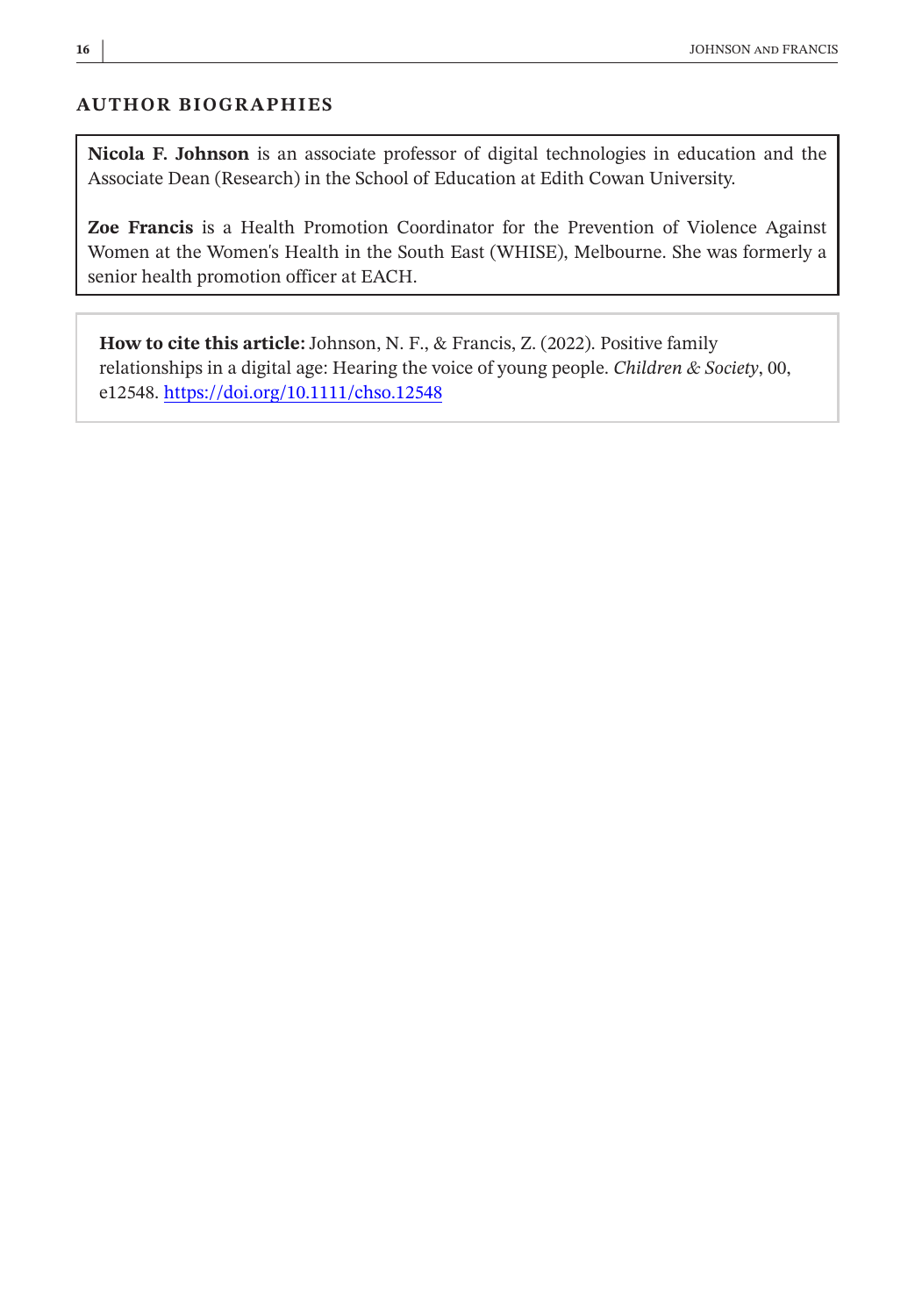## AUTHOR BIOGRAPHIES

**Nicola F. Johnson** is an associate professor of digital technologies in education and the Associate Dean (Research) in the School of Education at Edith Cowan University.

**Zoe Francis** is a Health Promotion Coordinator for the Prevention of Violence Against Women at the Women's Health in the South East (WHISE), Melbourne. She was formerly a senior health promotion officer at EACH.

**How to cite this article:** Johnson, N. F., & Francis, Z. (2022). Positive family relationships in a digital age: Hearing the voice of young people. *Children & Society*, 00, e12548. https://doi.org/10.1111/chso.12548